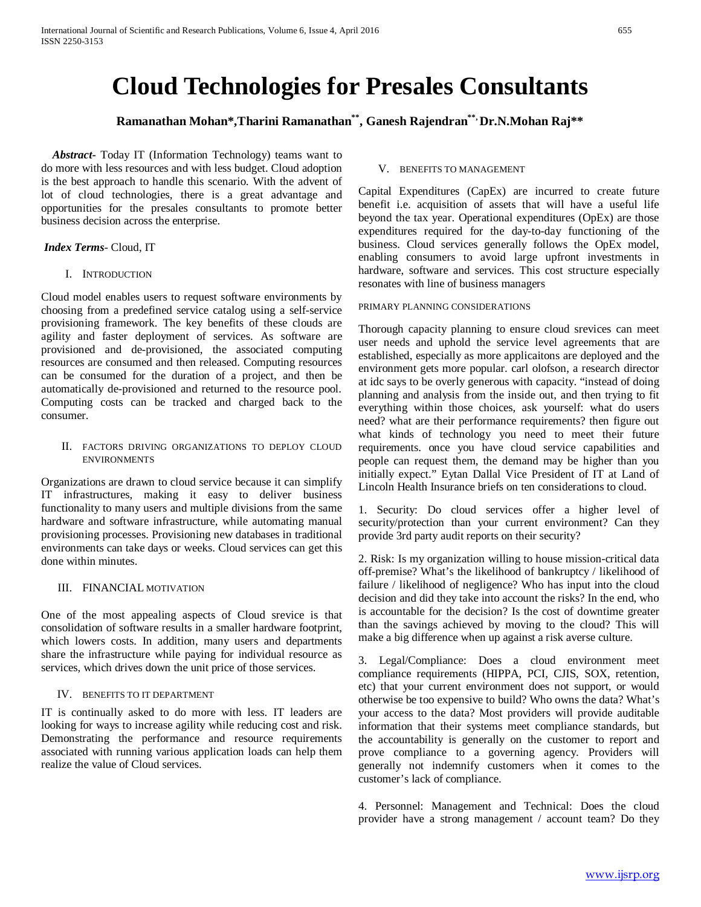# Cloud Technologies for Presales Consultants

**Ramanathan Mohan*,Tharini Ramanathan**, Ganesh Rajendran**, Dr.N.Mohan Raj****

***Abstract-*** Today IT (Information Technology) teams want to do more with less resources and with less budget. Cloud adoption is the best approach to handle this scenario. With the advent of lot of cloud technologies, there is a great advantage and opportunities for the presales consultants to promote better business decision across the enterprise.

***Index Terms*-** Cloud, IT

## I. Introduction

Cloud model enables users to request software environments by choosing from a predefined service catalog using a self-service provisioning framework. The key benefits of these clouds are agility and faster deployment of services. As software are provisioned and de-provisioned, the associated computing resources are consumed and then released. Computing resources can be consumed for the duration of a project, and then be automatically de-provisioned and returned to the resource pool. Computing costs can be tracked and charged back to the consumer.

## II. Factors Driving Organizations to Deploy Cloud Environments

Organizations are drawn to cloud service because it can simplify IT infrastructures, making it easy to deliver business functionality to many users and multiple divisions from the same hardware and software infrastructure, while automating manual provisioning processes. Provisioning new databases in traditional environments can take days or weeks. Cloud services can get this done within minutes.

## III. Financial Motivation

One of the most appealing aspects of Cloud srevice is that consolidation of software results in a smaller hardware footprint, which lowers costs. In addition, many users and departments share the infrastructure while paying for individual resource as services, which drives down the unit price of those services.

## IV. Benefits to IT Department

IT is continually asked to do more with less. IT leaders are looking for ways to increase agility while reducing cost and risk. Demonstrating the performance and resource requirements associated with running various application loads can help them realize the value of Cloud services.

## V. Benefits to Management

Capital Expenditures (CapEx) are incurred to create future benefit i.e. acquisition of assets that will have a useful life beyond the tax year. Operational expenditures (OpEx) are those expenditures required for the day-to-day functioning of the business. Cloud services generally follows the OpEx model, enabling consumers to avoid large upfront investments in hardware, software and services. This cost structure especially resonates with line of business managers

### Primary Planning Considerations

Thorough capacity planning to ensure cloud srevices can meet user needs and uphold the service level agreements that are established, especially as more applicaitons are deployed and the environment gets more popular. carl olofson, a research director at idc says to be overly generous with capacity. "instead of doing planning and analysis from the inside out, and then trying to fit everything within those choices, ask yourself: what do users need? what are their performance requirements? then figure out what kinds of technology you need to meet their future requirements. once you have cloud service capabilities and people can request them, the demand may be higher than you initially expect." Eytan Dallal Vice President of IT at Land of Lincoln Health Insurance briefs on ten considerations to cloud.

1. Security: Do cloud services offer a higher level of security/protection than your current environment? Can they provide 3rd party audit reports on their security?

2. Risk: Is my organization willing to house mission-critical data off-premise? What's the likelihood of bankruptcy / likelihood of failure / likelihood of negligence? Who has input into the cloud decision and did they take into account the risks? In the end, who is accountable for the decision? Is the cost of downtime greater than the savings achieved by moving to the cloud? This will make a big difference when up against a risk averse culture.

3. Legal/Compliance: Does a cloud environment meet compliance requirements (HIPPA, PCI, CJIS, SOX, retention, etc) that your current environment does not support, or would otherwise be too expensive to build? Who owns the data? What's your access to the data? Most providers will provide auditable information that their systems meet compliance standards, but the accountability is generally on the customer to report and prove compliance to a governing agency. Providers will generally not indemnify customers when it comes to the customer's lack of compliance.

4. Personnel: Management and Technical: Does the cloud provider have a strong management / account team? Do they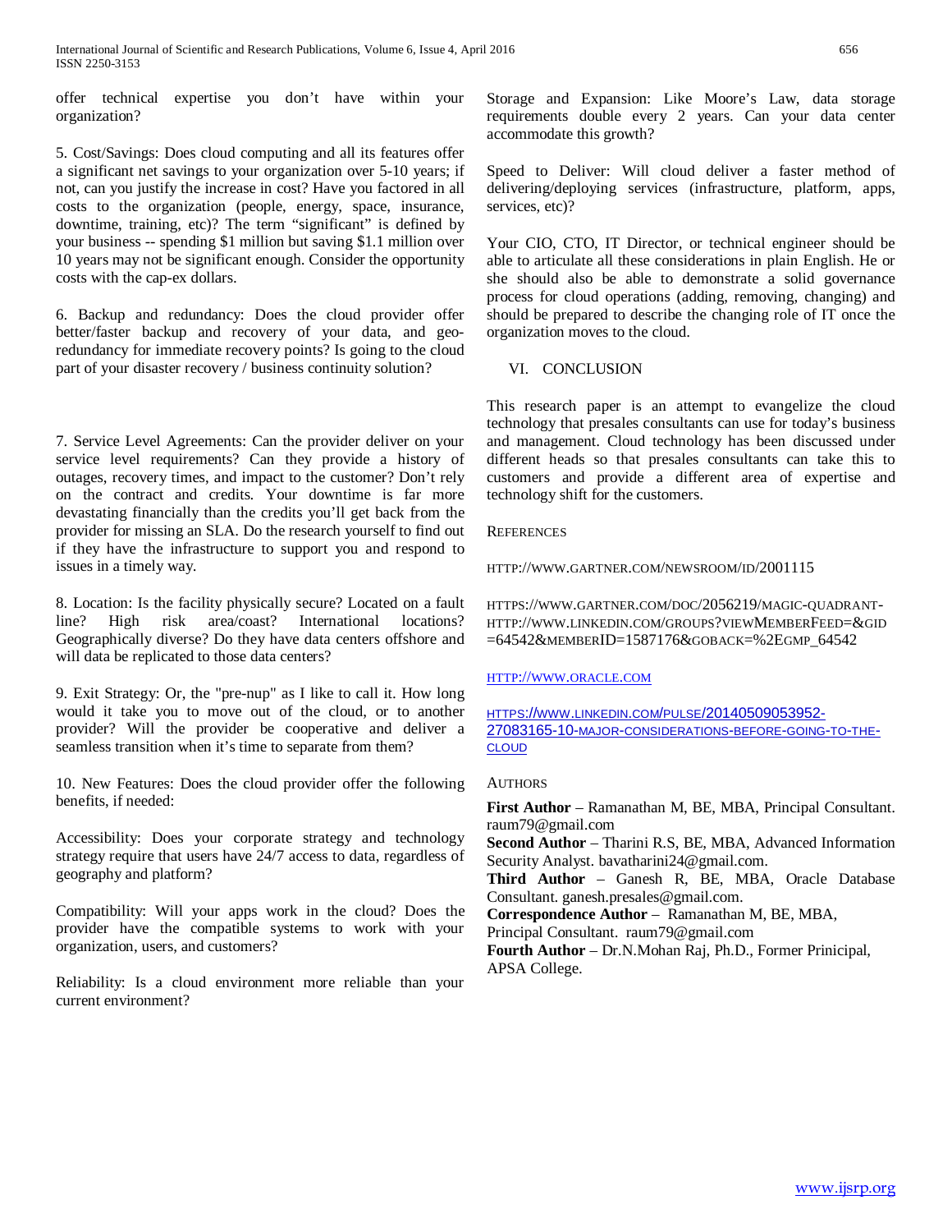offer technical expertise you don't have within your organization?

5. Cost/Savings: Does cloud computing and all its features offer a significant net savings to your organization over 5-10 years; if not, can you justify the increase in cost? Have you factored in all costs to the organization (people, energy, space, insurance, downtime, training, etc)? The term "significant" is defined by your business -- spending $1 million but saving $1.1 million over 10 years may not be significant enough. Consider the opportunity costs with the cap-ex dollars.

6. Backup and redundancy: Does the cloud provider offer better/faster backup and recovery of your data, and geo-redundancy for immediate recovery points? Is going to the cloud part of your disaster recovery / business continuity solution?

7. Service Level Agreements: Can the provider deliver on your service level requirements? Can they provide a history of outages, recovery times, and impact to the customer? Don't rely on the contract and credits. Your downtime is far more devastating financially than the credits you'll get back from the provider for missing an SLA. Do the research yourself to find out if they have the infrastructure to support you and respond to issues in a timely way.

8. Location: Is the facility physically secure? Located on a fault line? High risk area/coast? International locations? Geographically diverse? Do they have data centers offshore and will data be replicated to those data centers?

9. Exit Strategy: Or, the "pre-nup" as I like to call it. How long would it take you to move out of the cloud, or to another provider? Will the provider be cooperative and deliver a seamless transition when it's time to separate from them?

10. New Features: Does the cloud provider offer the following benefits, if needed:

Accessibility: Does your corporate strategy and technology strategy require that users have 24/7 access to data, regardless of geography and platform?

Compatibility: Will your apps work in the cloud? Does the provider have the compatible systems to work with your organization, users, and customers?

Reliability: Is a cloud environment more reliable than your current environment?

Storage and Expansion: Like Moore's Law, data storage requirements double every 2 years. Can your data center accommodate this growth?

Speed to Deliver: Will cloud deliver a faster method of delivering/deploying services (infrastructure, platform, apps, services, etc)?

Your CIO, CTO, IT Director, or technical engineer should be able to articulate all these considerations in plain English. He or she should also be able to demonstrate a solid governance process for cloud operations (adding, removing, changing) and should be prepared to describe the changing role of IT once the organization moves to the cloud.

## VI. Conclusion

This research paper is an attempt to evangelize the cloud technology that presales consultants can use for today's business and management. Cloud technology has been discussed under different heads so that presales consultants can take this to customers and provide a different area of expertise and technology shift for the customers.

## References

HTTP://WWW.GARTNER.COM/NEWSROOM/ID/2001115

HTTPS://WWW.GARTNER.COM/DOC/2056219/MAGIC-QUADRANT-HTTP://WWW.LINKEDIN.COM/GROUPS?VIEWMEMBERFEED=&GID=64542&MEMBERID=1587176&GOBACK=%2EGMP_64542

HTTP://WWW.ORACLE.COM

HTTPS://WWW.LINKEDIN.COM/PULSE/20140509053952-27083165-10-MAJOR-CONSIDERATIONS-BEFORE-GOING-TO-THE-CLOUD

## Authors

**First Author** – Ramanathan M, BE, MBA, Principal Consultant. raum79@gmail.com

**Second Author** – Tharini R.S, BE, MBA, Advanced Information Security Analyst. bavatharini24@gmail.com.

**Third Author** – Ganesh R, BE, MBA, Oracle Database Consultant. ganesh.presales@gmail.com.

**Correspondence Author** – Ramanathan M, BE, MBA, Principal Consultant. raum79@gmail.com

**Fourth Author** – Dr.N.Mohan Raj, Ph.D., Former Prinicipal, APSA College.